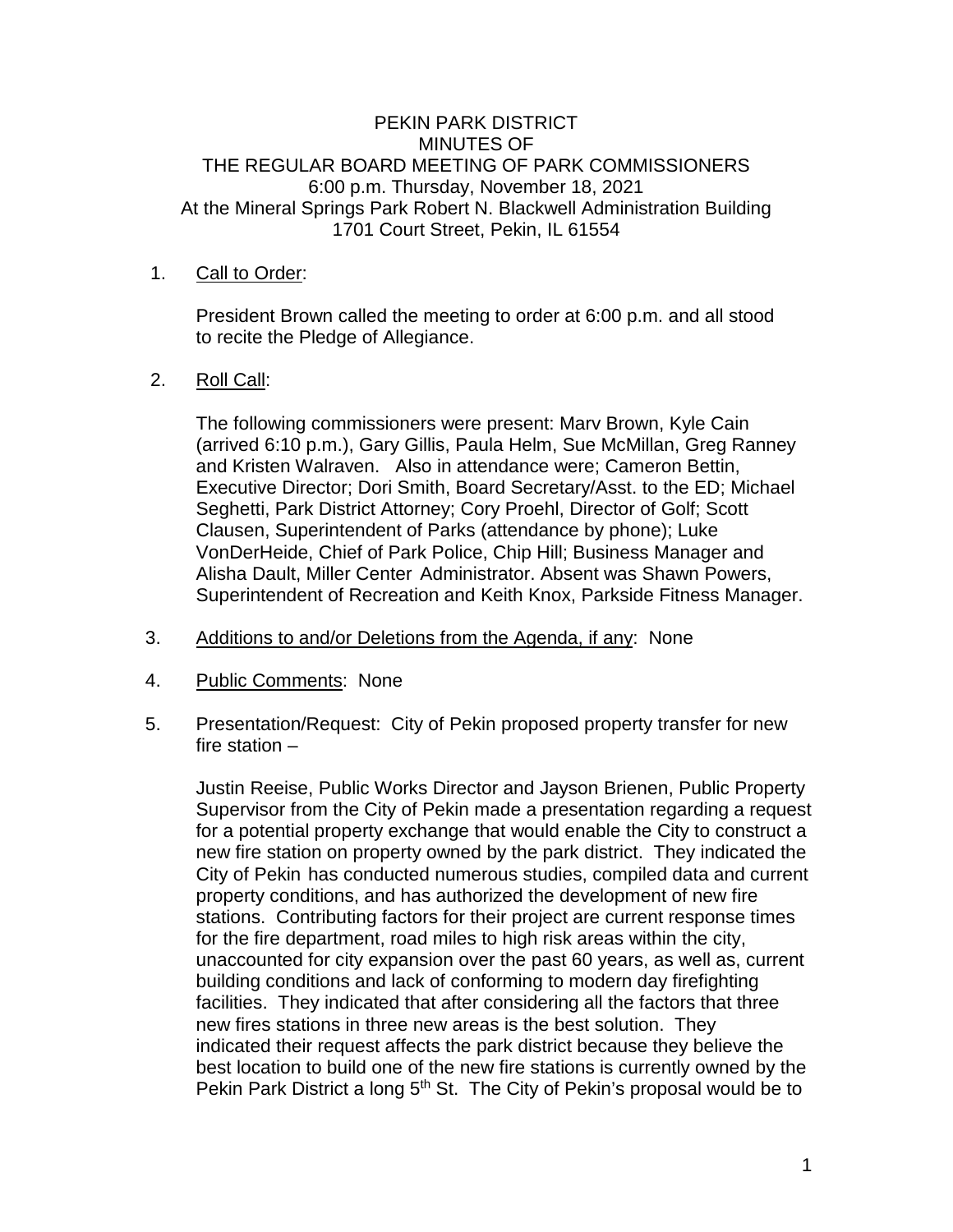PEKIN PARK DISTRICT
MINUTES OF
THE REGULAR BOARD MEETING OF PARK COMMISSIONERS
6:00 p.m. Thursday, November 18, 2021
At the Mineral Springs Park Robert N. Blackwell Administration Building
1701 Court Street, Pekin, IL 61554

1. Call to Order:

   President Brown called the meeting to order at 6:00 p.m. and all stood to recite the Pledge of Allegiance.

2. Roll Call:

   The following commissioners were present: Marv Brown, Kyle Cain (arrived 6:10 p.m.), Gary Gillis, Paula Helm, Sue McMillan, Greg Ranney and Kristen Walraven. Also in attendance were; Cameron Bettin, Executive Director; Dori Smith, Board Secretary/Asst. to the ED; Michael Seghetti, Park District Attorney; Cory Proehl, Director of Golf; Scott Clausen, Superintendent of Parks (attendance by phone); Luke VonDerHeide, Chief of Park Police, Chip Hill; Business Manager and Alisha Dault, Miller Center Administrator. Absent was Shawn Powers, Superintendent of Recreation and Keith Knox, Parkside Fitness Manager.

3. Additions to and/or Deletions from the Agenda, if any: None

4. Public Comments: None

5. Presentation/Request: City of Pekin proposed property transfer for new fire station –

   Justin Reeise, Public Works Director and Jayson Brienen, Public Property Supervisor from the City of Pekin made a presentation regarding a request for a potential property exchange that would enable the City to construct a new fire station on property owned by the park district. They indicated the City of Pekin has conducted numerous studies, compiled data and current property conditions, and has authorized the development of new fire stations. Contributing factors for their project are current response times for the fire department, road miles to high risk areas within the city, unaccounted for city expansion over the past 60 years, as well as, current building conditions and lack of conforming to modern day firefighting facilities. They indicated that after considering all the factors that three new fires stations in three new areas is the best solution. They indicated their request affects the park district because they believe the best location to build one of the new fire stations is currently owned by the Pekin Park District a long 5th St. The City of Pekin's proposal would be to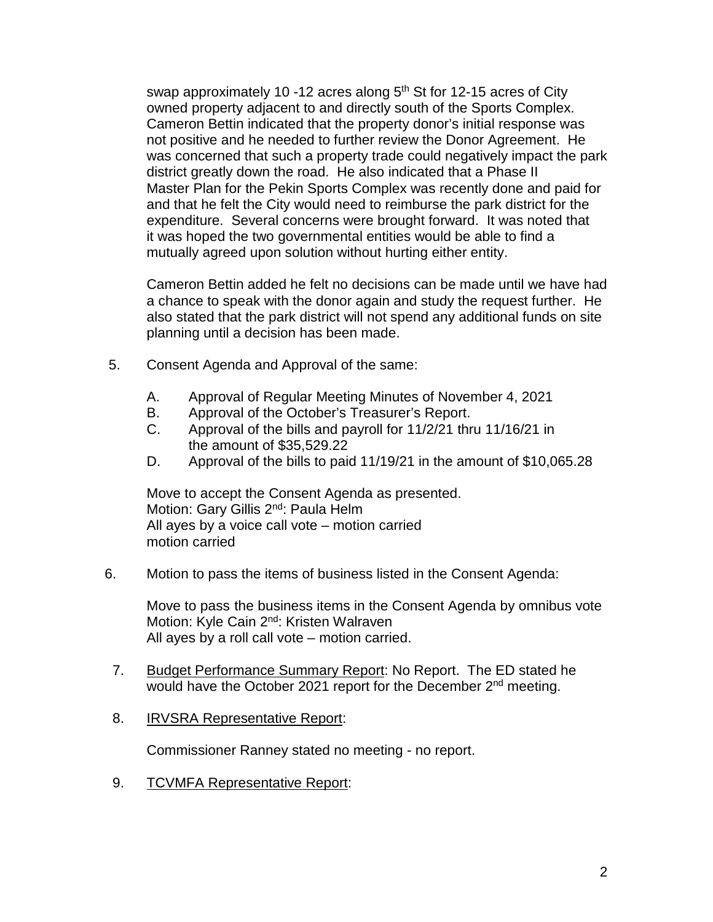swap approximately 10 -12 acres along 5th St for 12-15 acres of City owned property adjacent to and directly south of the Sports Complex. Cameron Bettin indicated that the property donor's initial response was not positive and he needed to further review the Donor Agreement. He was concerned that such a property trade could negatively impact the park district greatly down the road. He also indicated that a Phase II Master Plan for the Pekin Sports Complex was recently done and paid for and that he felt the City would need to reimburse the park district for the expenditure. Several concerns were brought forward. It was noted that it was hoped the two governmental entities would be able to find a mutually agreed upon solution without hurting either entity.

Cameron Bettin added he felt no decisions can be made until we have had a chance to speak with the donor again and study the request further. He also stated that the park district will not spend any additional funds on site planning until a decision has been made.

5. Consent Agenda and Approval of the same:

   A. Approval of Regular Meeting Minutes of November 4, 2021
   B. Approval of the October's Treasurer's Report.
   C. Approval of the bills and payroll for 11/2/21 thru 11/16/21 in the amount of $35,529.22
   D. Approval of the bills to paid 11/19/21 in the amount of $10,065.28

   Move to accept the Consent Agenda as presented.
   Motion: Gary Gillis 2nd: Paula Helm
   All ayes by a voice call vote – motion carried
   motion carried

6. Motion to pass the items of business listed in the Consent Agenda:

   Move to pass the business items in the Consent Agenda by omnibus vote
   Motion: Kyle Cain 2nd: Kristen Walraven
   All ayes by a roll call vote – motion carried.

7. Budget Performance Summary Report: No Report. The ED stated he would have the October 2021 report for the December 2nd meeting.

8. IRVSRA Representative Report:

   Commissioner Ranney stated no meeting - no report.

9. TCVMFA Representative Report: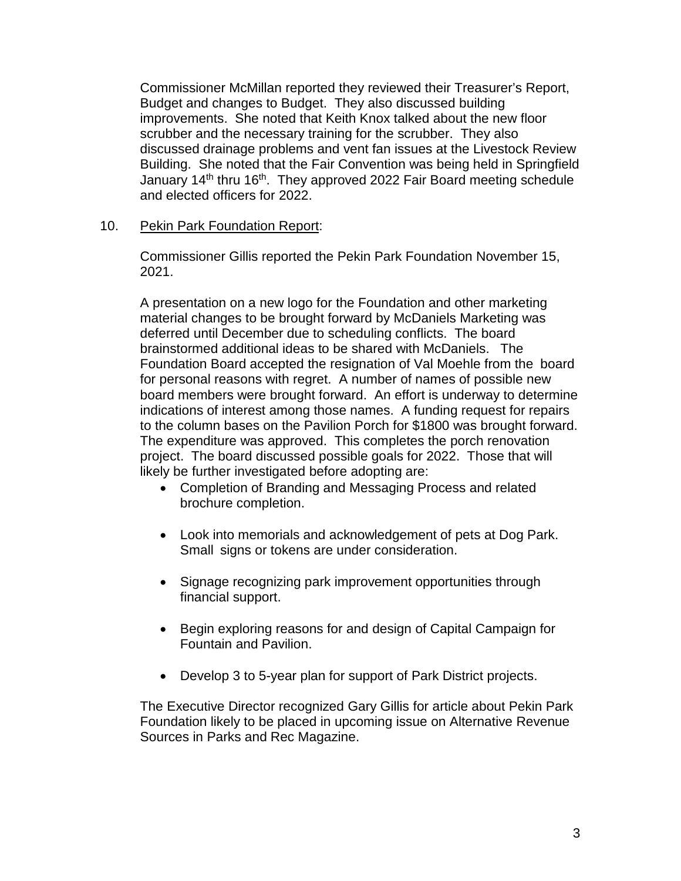Commissioner McMillan reported they reviewed their Treasurer's Report, Budget and changes to Budget. They also discussed building improvements. She noted that Keith Knox talked about the new floor scrubber and the necessary training for the scrubber. They also discussed drainage problems and vent fan issues at the Livestock Review Building. She noted that the Fair Convention was being held in Springfield January 14th thru 16th. They approved 2022 Fair Board meeting schedule and elected officers for 2022.

10. <u>Pekin Park Foundation Report</u>:

Commissioner Gillis reported the Pekin Park Foundation November 15, 2021.

A presentation on a new logo for the Foundation and other marketing material changes to be brought forward by McDaniels Marketing was deferred until December due to scheduling conflicts. The board brainstormed additional ideas to be shared with McDaniels. The Foundation Board accepted the resignation of Val Moehle from the board for personal reasons with regret. A number of names of possible new board members were brought forward. An effort is underway to determine indications of interest among those names. A funding request for repairs to the column bases on the Pavilion Porch for $1800 was brought forward. The expenditure was approved. This completes the porch renovation project. The board discussed possible goals for 2022. Those that will likely be further investigated before adopting are:

- Completion of Branding and Messaging Process and related brochure completion.
- Look into memorials and acknowledgement of pets at Dog Park. Small signs or tokens are under consideration.
- Signage recognizing park improvement opportunities through financial support.
- Begin exploring reasons for and design of Capital Campaign for Fountain and Pavilion.
- Develop 3 to 5-year plan for support of Park District projects.

The Executive Director recognized Gary Gillis for article about Pekin Park Foundation likely to be placed in upcoming issue on Alternative Revenue Sources in Parks and Rec Magazine.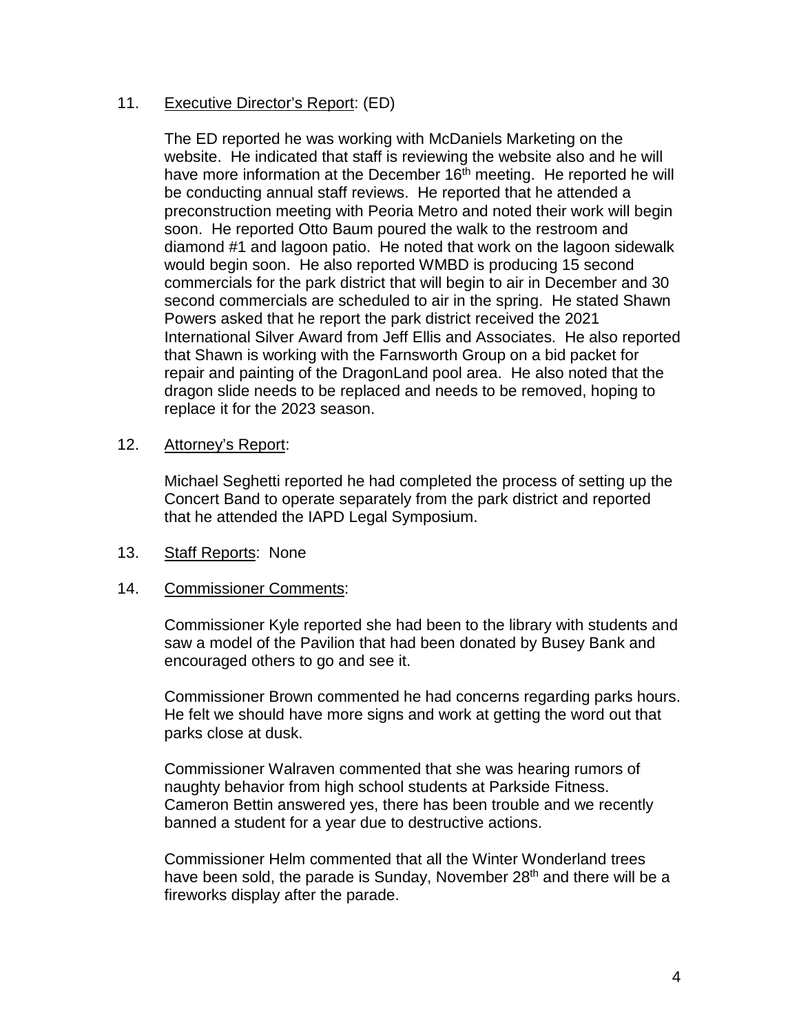11. <u>Executive Director's Report</u>: (ED)

    The ED reported he was working with McDaniels Marketing on the website. He indicated that staff is reviewing the website also and he will have more information at the December 16th meeting. He reported he will be conducting annual staff reviews. He reported that he attended a preconstruction meeting with Peoria Metro and noted their work will begin soon. He reported Otto Baum poured the walk to the restroom and diamond #1 and lagoon patio. He noted that work on the lagoon sidewalk would begin soon. He also reported WMBD is producing 15 second commercials for the park district that will begin to air in December and 30 second commercials are scheduled to air in the spring. He stated Shawn Powers asked that he report the park district received the 2021 International Silver Award from Jeff Ellis and Associates. He also reported that Shawn is working with the Farnsworth Group on a bid packet for repair and painting of the DragonLand pool area. He also noted that the dragon slide needs to be replaced and needs to be removed, hoping to replace it for the 2023 season.

12. <u>Attorney's Report</u>:

    Michael Seghetti reported he had completed the process of setting up the Concert Band to operate separately from the park district and reported that he attended the IAPD Legal Symposium.

13. <u>Staff Reports</u>: None

14. <u>Commissioner Comments</u>:

    Commissioner Kyle reported she had been to the library with students and saw a model of the Pavilion that had been donated by Busey Bank and encouraged others to go and see it.

    Commissioner Brown commented he had concerns regarding parks hours. He felt we should have more signs and work at getting the word out that parks close at dusk.

    Commissioner Walraven commented that she was hearing rumors of naughty behavior from high school students at Parkside Fitness. Cameron Bettin answered yes, there has been trouble and we recently banned a student for a year due to destructive actions.

    Commissioner Helm commented that all the Winter Wonderland trees have been sold, the parade is Sunday, November 28th and there will be a fireworks display after the parade.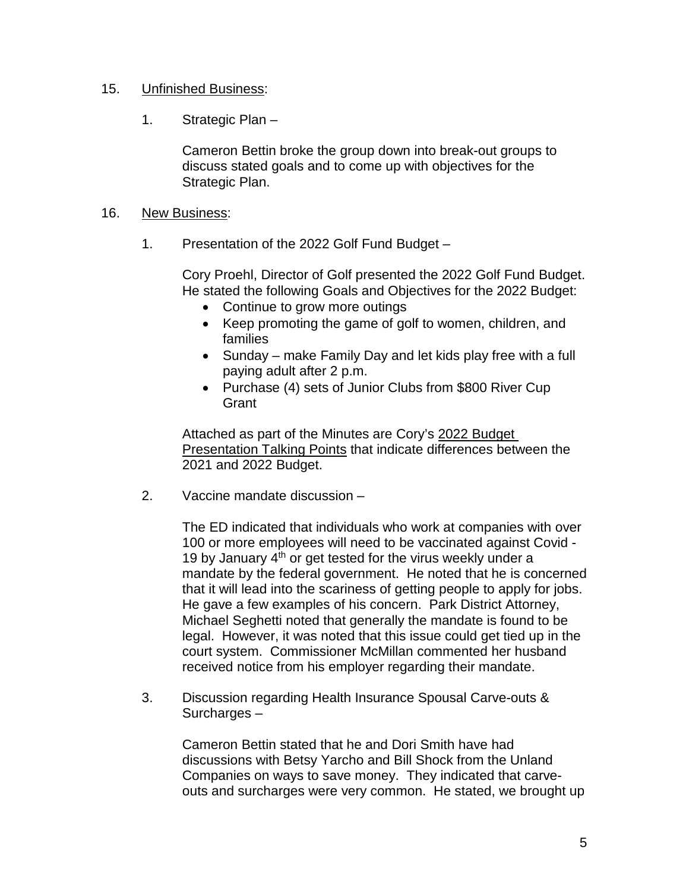15. <u>Unfinished Business</u>:

    1. Strategic Plan –

       Cameron Bettin broke the group down into break-out groups to discuss stated goals and to come up with objectives for the Strategic Plan.

16. <u>New Business</u>:

    1. Presentation of the 2022 Golf Fund Budget –

       Cory Proehl, Director of Golf presented the 2022 Golf Fund Budget. He stated the following Goals and Objectives for the 2022 Budget:

       - Continue to grow more outings
       - Keep promoting the game of golf to women, children, and families
       - Sunday – make Family Day and let kids play free with a full paying adult after 2 p.m.
       - Purchase (4) sets of Junior Clubs from $800 River Cup Grant

       Attached as part of the Minutes are Cory's <u>2022 Budget Presentation Talking Points</u> that indicate differences between the 2021 and 2022 Budget.

    2. Vaccine mandate discussion –

       The ED indicated that individuals who work at companies with over 100 or more employees will need to be vaccinated against Covid - 19 by January 4th or get tested for the virus weekly under a mandate by the federal government. He noted that he is concerned that it will lead into the scariness of getting people to apply for jobs. He gave a few examples of his concern. Park District Attorney, Michael Seghetti noted that generally the mandate is found to be legal. However, it was noted that this issue could get tied up in the court system. Commissioner McMillan commented her husband received notice from his employer regarding their mandate.

    3. Discussion regarding Health Insurance Spousal Carve-outs & Surcharges –

       Cameron Bettin stated that he and Dori Smith have had discussions with Betsy Yarcho and Bill Shock from the Unland Companies on ways to save money. They indicated that carve-outs and surcharges were very common. He stated, we brought up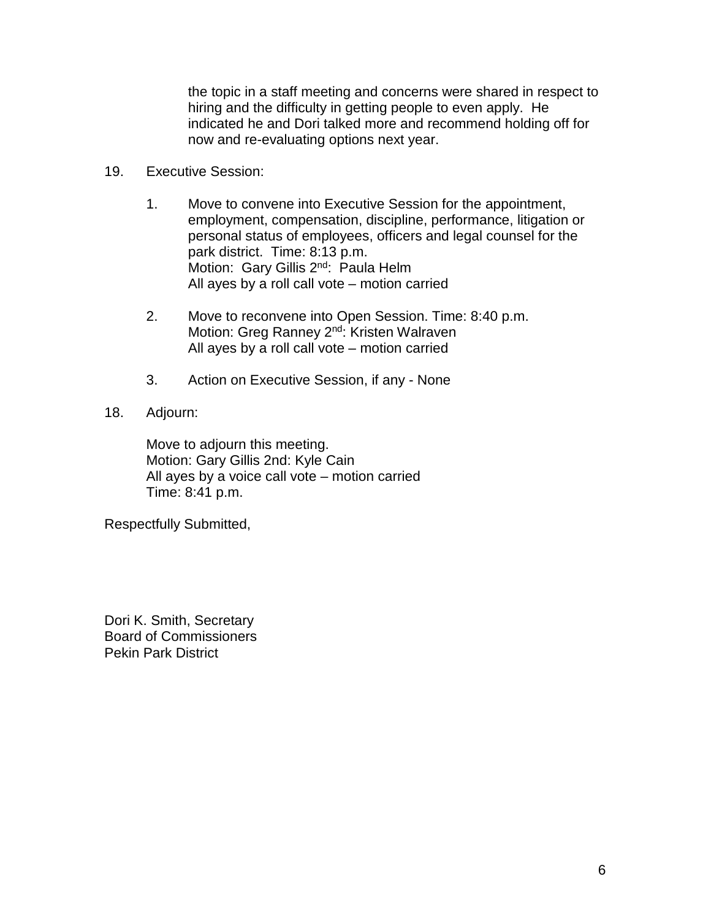the topic in a staff meeting and concerns were shared in respect to hiring and the difficulty in getting people to even apply. He indicated he and Dori talked more and recommend holding off for now and re-evaluating options next year.

19. Executive Session:

    1. Move to convene into Executive Session for the appointment, employment, compensation, discipline, performance, litigation or personal status of employees, officers and legal counsel for the park district. Time: 8:13 p.m.
       Motion: Gary Gillis 2nd: Paula Helm
       All ayes by a roll call vote – motion carried

    2. Move to reconvene into Open Session. Time: 8:40 p.m.
       Motion: Greg Ranney 2nd: Kristen Walraven
       All ayes by a roll call vote – motion carried

    3. Action on Executive Session, if any - None

18. Adjourn:

    Move to adjourn this meeting.
    Motion: Gary Gillis 2nd: Kyle Cain
    All ayes by a voice call vote – motion carried
    Time: 8:41 p.m.

Respectfully Submitted,

Dori K. Smith, Secretary
Board of Commissioners
Pekin Park District